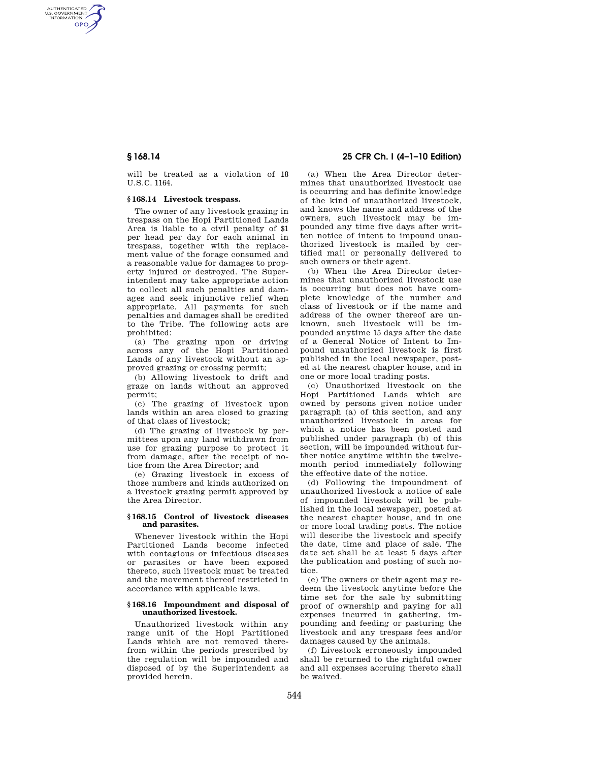will be treated as a violation of 18 U.S.C. 1164.

### § 168.14 Livestock trespass.

The owner of any livestock grazing in trespass on the Hopi Partitioned Lands Area is liable to a civil penalty of $1 per head per day for each animal in trespass, together with the replacement value of the forage consumed and a reasonable value for damages to property injured or destroyed. The Superintendent may take appropriate action to collect all such penalties and damages and seek injunctive relief when appropriate. All payments for such penalties and damages shall be credited to the Tribe. The following acts are prohibited:

(a) The grazing upon or driving across any of the Hopi Partitioned Lands of any livestock without an approved grazing or crossing permit;

(b) Allowing livestock to drift and graze on lands without an approved permit;

(c) The grazing of livestock upon lands within an area closed to grazing of that class of livestock;

(d) The grazing of livestock by permittees upon any land withdrawn from use for grazing purpose to protect it from damage, after the receipt of notice from the Area Director; and

(e) Grazing livestock in excess of those numbers and kinds authorized on a livestock grazing permit approved by the Area Director.

### § 168.15 Control of livestock diseases and parasites.

Whenever livestock within the Hopi Partitioned Lands become infected with contagious or infectious diseases or parasites or have been exposed thereto, such livestock must be treated and the movement thereof restricted in accordance with applicable laws.

### § 168.16 Impoundment and disposal of unauthorized livestock.

Unauthorized livestock within any range unit of the Hopi Partitioned Lands which are not removed therefrom within the periods prescribed by the regulation will be impounded and disposed of by the Superintendent as provided herein.

(a) When the Area Director determines that unauthorized livestock use is occurring and has definite knowledge of the kind of unauthorized livestock, and knows the name and address of the owners, such livestock may be impounded any time five days after written notice of intent to impound unauthorized livestock is mailed by certified mail or personally delivered to such owners or their agent.

(b) When the Area Director determines that unauthorized livestock use is occurring but does not have complete knowledge of the number and class of livestock or if the name and address of the owner thereof are unknown, such livestock will be impounded anytime 15 days after the date of a General Notice of Intent to Impound unauthorized livestock is first published in the local newspaper, posted at the nearest chapter house, and in one or more local trading posts.

(c) Unauthorized livestock on the Hopi Partitioned Lands which are owned by persons given notice under paragraph (a) of this section, and any unauthorized livestock in areas for which a notice has been posted and published under paragraph (b) of this section, will be impounded without further notice anytime within the twelve-month period immediately following the effective date of the notice.

(d) Following the impoundment of unauthorized livestock a notice of sale of impounded livestock will be published in the local newspaper, posted at the nearest chapter house, and in one or more local trading posts. The notice will describe the livestock and specify the date, time and place of sale. The date set shall be at least 5 days after the publication and posting of such notice.

(e) The owners or their agent may redeem the livestock anytime before the time set for the sale by submitting proof of ownership and paying for all expenses incurred in gathering, impounding and feeding or pasturing the livestock and any trespass fees and/or damages caused by the animals.

(f) Livestock erroneously impounded shall be returned to the rightful owner and all expenses accruing thereto shall be waived.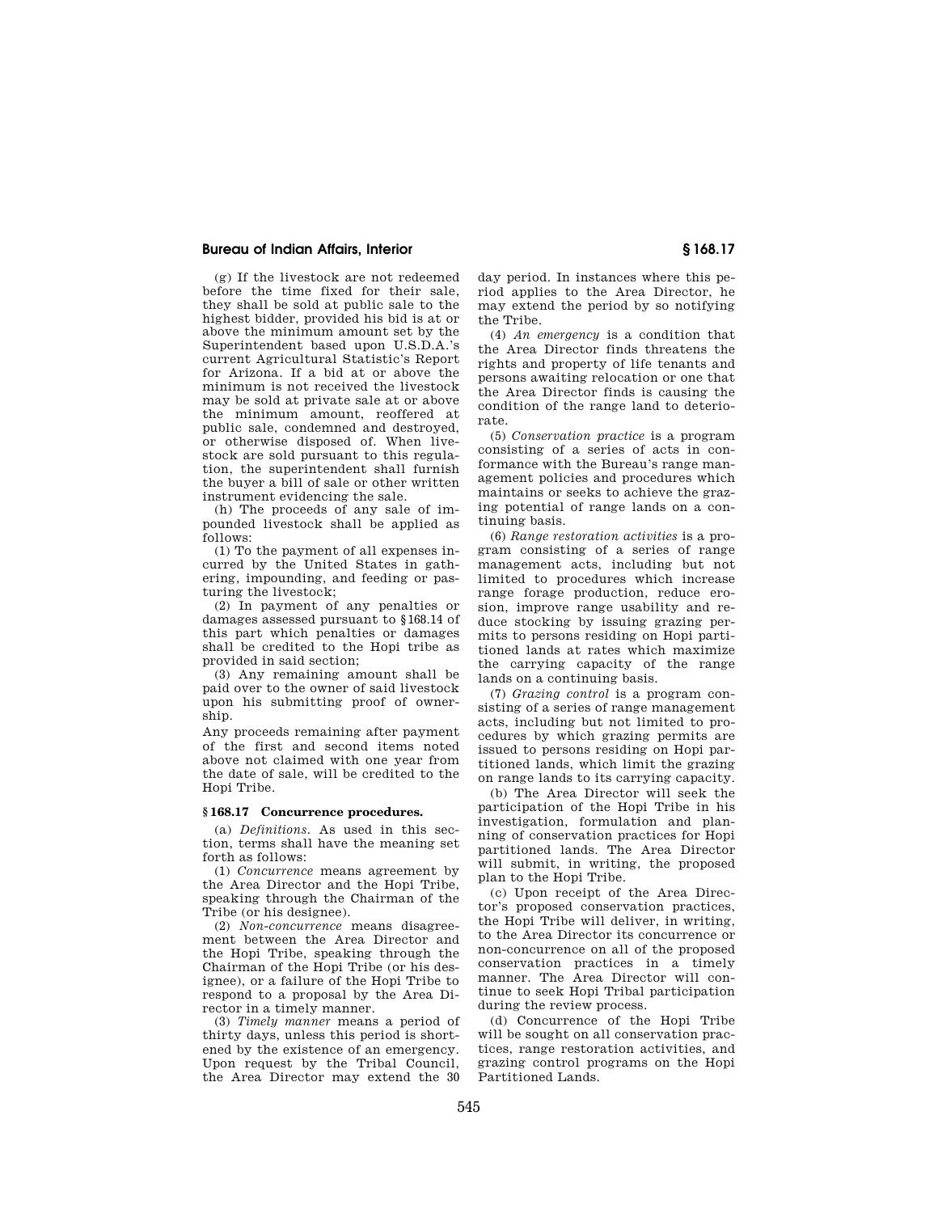(g) If the livestock are not redeemed before the time fixed for their sale, they shall be sold at public sale to the highest bidder, provided his bid is at or above the minimum amount set by the Superintendent based upon U.S.D.A.'s current Agricultural Statistic's Report for Arizona. If a bid at or above the minimum is not received the livestock may be sold at private sale at or above the minimum amount, reoffered at public sale, condemned and destroyed, or otherwise disposed of. When livestock are sold pursuant to this regulation, the superintendent shall furnish the buyer a bill of sale or other written instrument evidencing the sale.

(h) The proceeds of any sale of impounded livestock shall be applied as follows:

(1) To the payment of all expenses incurred by the United States in gathering, impounding, and feeding or pasturing the livestock;

(2) In payment of any penalties or damages assessed pursuant to §168.14 of this part which penalties or damages shall be credited to the Hopi tribe as provided in said section;

(3) Any remaining amount shall be paid over to the owner of said livestock upon his submitting proof of ownership.

Any proceeds remaining after payment of the first and second items noted above not claimed with one year from the date of sale, will be credited to the Hopi Tribe.

### §168.17 Concurrence procedures.

(a) *Definitions.* As used in this section, terms shall have the meaning set forth as follows:

(1) *Concurrence* means agreement by the Area Director and the Hopi Tribe, speaking through the Chairman of the Tribe (or his designee).

(2) *Non-concurrence* means disagreement between the Area Director and the Hopi Tribe, speaking through the Chairman of the Hopi Tribe (or his designee), or a failure of the Hopi Tribe to respond to a proposal by the Area Director in a timely manner.

(3) *Timely manner* means a period of thirty days, unless this period is shortened by the existence of an emergency. Upon request by the Tribal Council, the Area Director may extend the 30 day period. In instances where this period applies to the Area Director, he may extend the period by so notifying the Tribe.

(4) *An emergency* is a condition that the Area Director finds threatens the rights and property of life tenants and persons awaiting relocation or one that the Area Director finds is causing the condition of the range land to deteriorate.

(5) *Conservation practice* is a program consisting of a series of acts in conformance with the Bureau's range management policies and procedures which maintains or seeks to achieve the grazing potential of range lands on a continuing basis.

(6) *Range restoration activities* is a program consisting of a series of range management acts, including but not limited to procedures which increase range forage production, reduce erosion, improve range usability and reduce stocking by issuing grazing permits to persons residing on Hopi partitioned lands at rates which maximize the carrying capacity of the range lands on a continuing basis.

(7) *Grazing control* is a program consisting of a series of range management acts, including but not limited to procedures by which grazing permits are issued to persons residing on Hopi partitioned lands, which limit the grazing on range lands to its carrying capacity.

(b) The Area Director will seek the participation of the Hopi Tribe in his investigation, formulation and planning of conservation practices for Hopi partitioned lands. The Area Director will submit, in writing, the proposed plan to the Hopi Tribe.

(c) Upon receipt of the Area Director's proposed conservation practices, the Hopi Tribe will deliver, in writing, to the Area Director its concurrence or non-concurrence on all of the proposed conservation practices in a timely manner. The Area Director will continue to seek Hopi Tribal participation during the review process.

(d) Concurrence of the Hopi Tribe will be sought on all conservation practices, range restoration activities, and grazing control programs on the Hopi Partitioned Lands.